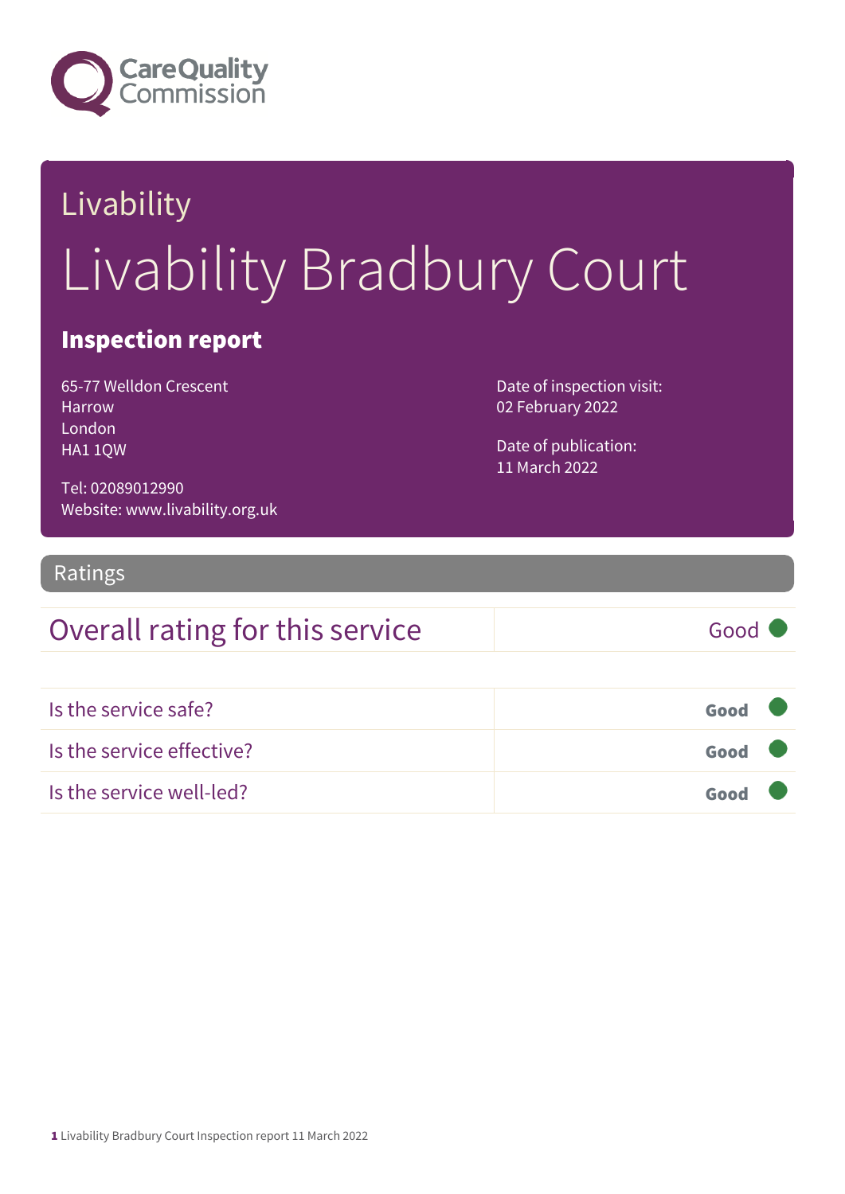Livability

# Livability Bradbury Court

## Inspection report

65-77 Welldon Crescent
Harrow
London
HA1 1QW

Tel: 02089012990
Website: www.livability.org.uk

Date of inspection visit:
02 February 2022

Date of publication:
11 March 2022

## Ratings

| Overall rating for this service | Good |
| --- | --- |

| | |
| --- | --- |
| Is the service safe? | **Good** |
| Is the service effective? | **Good** |
| Is the service well-led? | **Good** |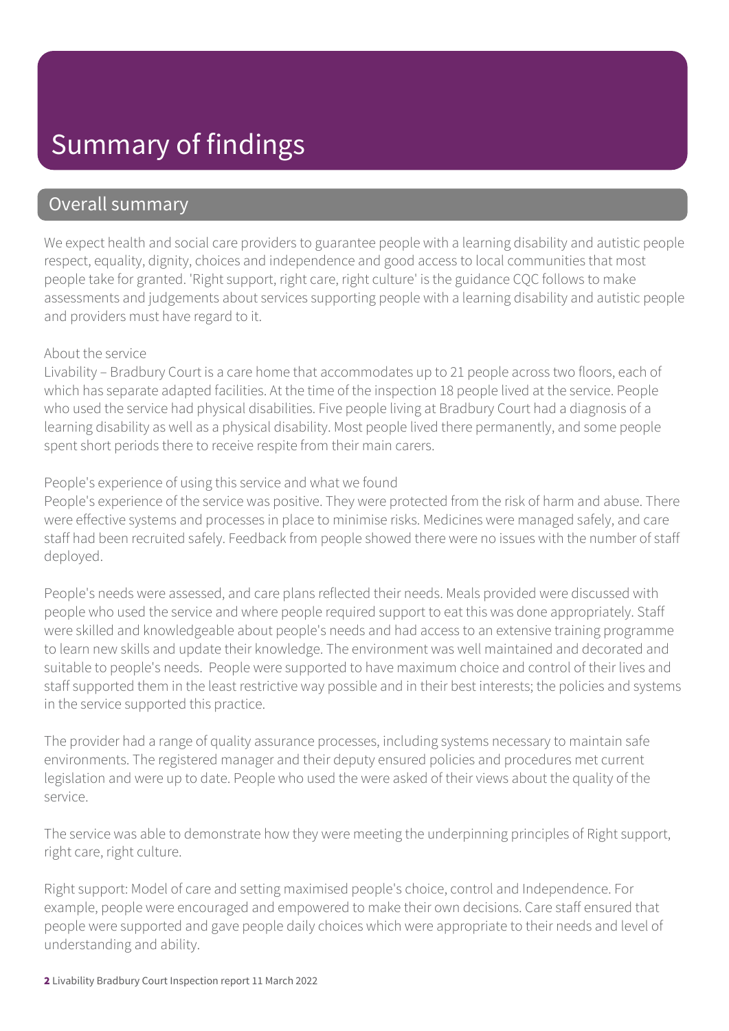# Summary of findings

## Overall summary

We expect health and social care providers to guarantee people with a learning disability and autistic people respect, equality, dignity, choices and independence and good access to local communities that most people take for granted. 'Right support, right care, right culture' is the guidance CQC follows to make assessments and judgements about services supporting people with a learning disability and autistic people and providers must have regard to it.

About the service

Livability – Bradbury Court is a care home that accommodates up to 21 people across two floors, each of which has separate adapted facilities. At the time of the inspection 18 people lived at the service. People who used the service had physical disabilities. Five people living at Bradbury Court had a diagnosis of a learning disability as well as a physical disability. Most people lived there permanently, and some people spent short periods there to receive respite from their main carers.

People's experience of using this service and what we found

People's experience of the service was positive. They were protected from the risk of harm and abuse. There were effective systems and processes in place to minimise risks. Medicines were managed safely, and care staff had been recruited safely. Feedback from people showed there were no issues with the number of staff deployed.

People's needs were assessed, and care plans reflected their needs. Meals provided were discussed with people who used the service and where people required support to eat this was done appropriately. Staff were skilled and knowledgeable about people's needs and had access to an extensive training programme to learn new skills and update their knowledge. The environment was well maintained and decorated and suitable to people's needs. People were supported to have maximum choice and control of their lives and staff supported them in the least restrictive way possible and in their best interests; the policies and systems in the service supported this practice.

The provider had a range of quality assurance processes, including systems necessary to maintain safe environments. The registered manager and their deputy ensured policies and procedures met current legislation and were up to date. People who used the were asked of their views about the quality of the service.

The service was able to demonstrate how they were meeting the underpinning principles of Right support, right care, right culture.

Right support: Model of care and setting maximised people's choice, control and Independence. For example, people were encouraged and empowered to make their own decisions. Care staff ensured that people were supported and gave people daily choices which were appropriate to their needs and level of understanding and ability.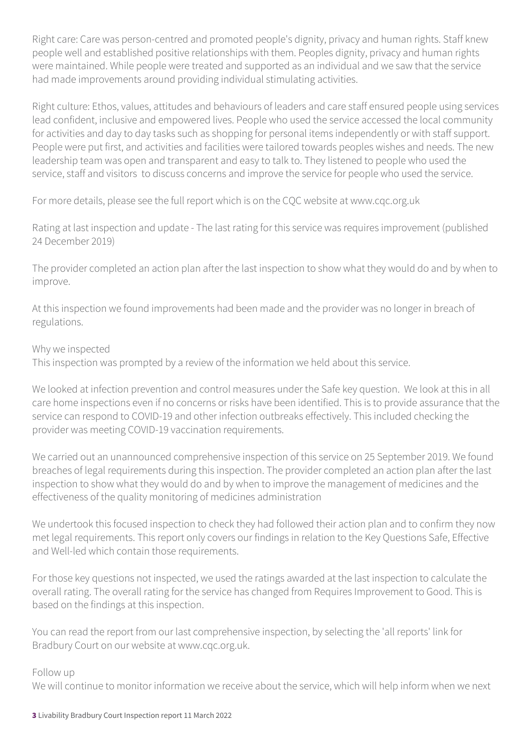Right care: Care was person-centred and promoted people's dignity, privacy and human rights. Staff knew people well and established positive relationships with them. Peoples dignity, privacy and human rights were maintained. While people were treated and supported as an individual and we saw that the service had made improvements around providing individual stimulating activities.

Right culture: Ethos, values, attitudes and behaviours of leaders and care staff ensured people using services lead confident, inclusive and empowered lives. People who used the service accessed the local community for activities and day to day tasks such as shopping for personal items independently or with staff support. People were put first, and activities and facilities were tailored towards peoples wishes and needs. The new leadership team was open and transparent and easy to talk to. They listened to people who used the service, staff and visitors to discuss concerns and improve the service for people who used the service.

For more details, please see the full report which is on the CQC website at www.cqc.org.uk

Rating at last inspection and update - The last rating for this service was requires improvement (published 24 December 2019)

The provider completed an action plan after the last inspection to show what they would do and by when to improve.

At this inspection we found improvements had been made and the provider was no longer in breach of regulations.

Why we inspected

This inspection was prompted by a review of the information we held about this service.

We looked at infection prevention and control measures under the Safe key question. We look at this in all care home inspections even if no concerns or risks have been identified. This is to provide assurance that the service can respond to COVID-19 and other infection outbreaks effectively. This included checking the provider was meeting COVID-19 vaccination requirements.

We carried out an unannounced comprehensive inspection of this service on 25 September 2019. We found breaches of legal requirements during this inspection. The provider completed an action plan after the last inspection to show what they would do and by when to improve the management of medicines and the effectiveness of the quality monitoring of medicines administration

We undertook this focused inspection to check they had followed their action plan and to confirm they now met legal requirements. This report only covers our findings in relation to the Key Questions Safe, Effective and Well-led which contain those requirements.

For those key questions not inspected, we used the ratings awarded at the last inspection to calculate the overall rating. The overall rating for the service has changed from Requires Improvement to Good. This is based on the findings at this inspection.

You can read the report from our last comprehensive inspection, by selecting the 'all reports' link for Bradbury Court on our website at www.cqc.org.uk.

Follow up

We will continue to monitor information we receive about the service, which will help inform when we next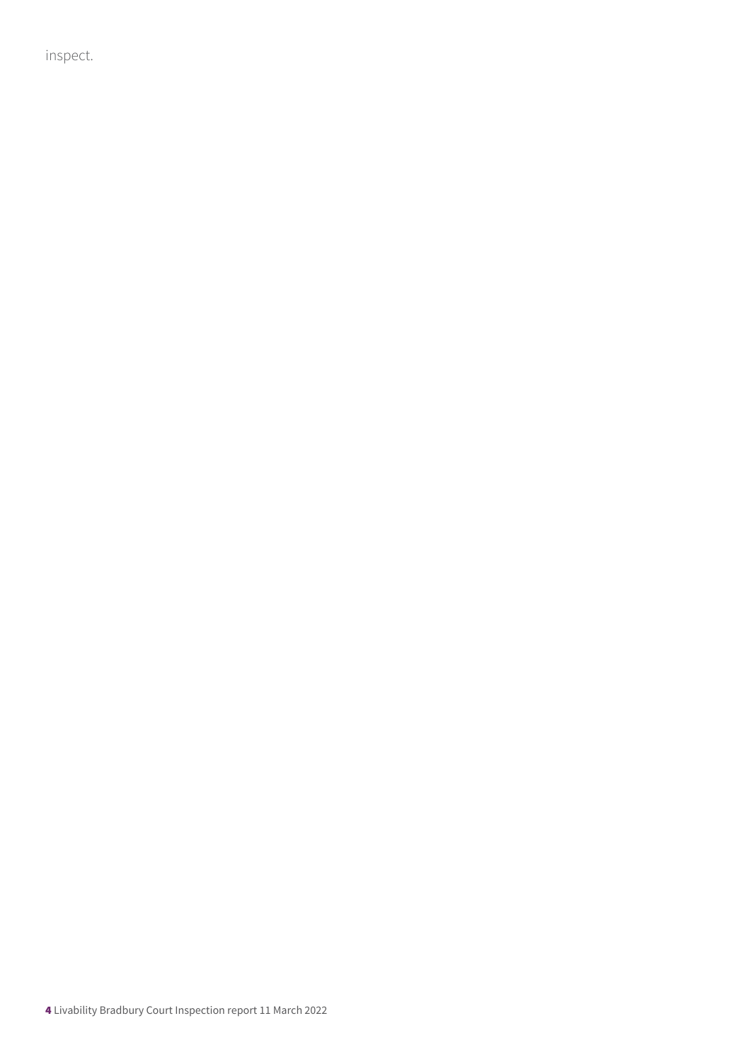inspect.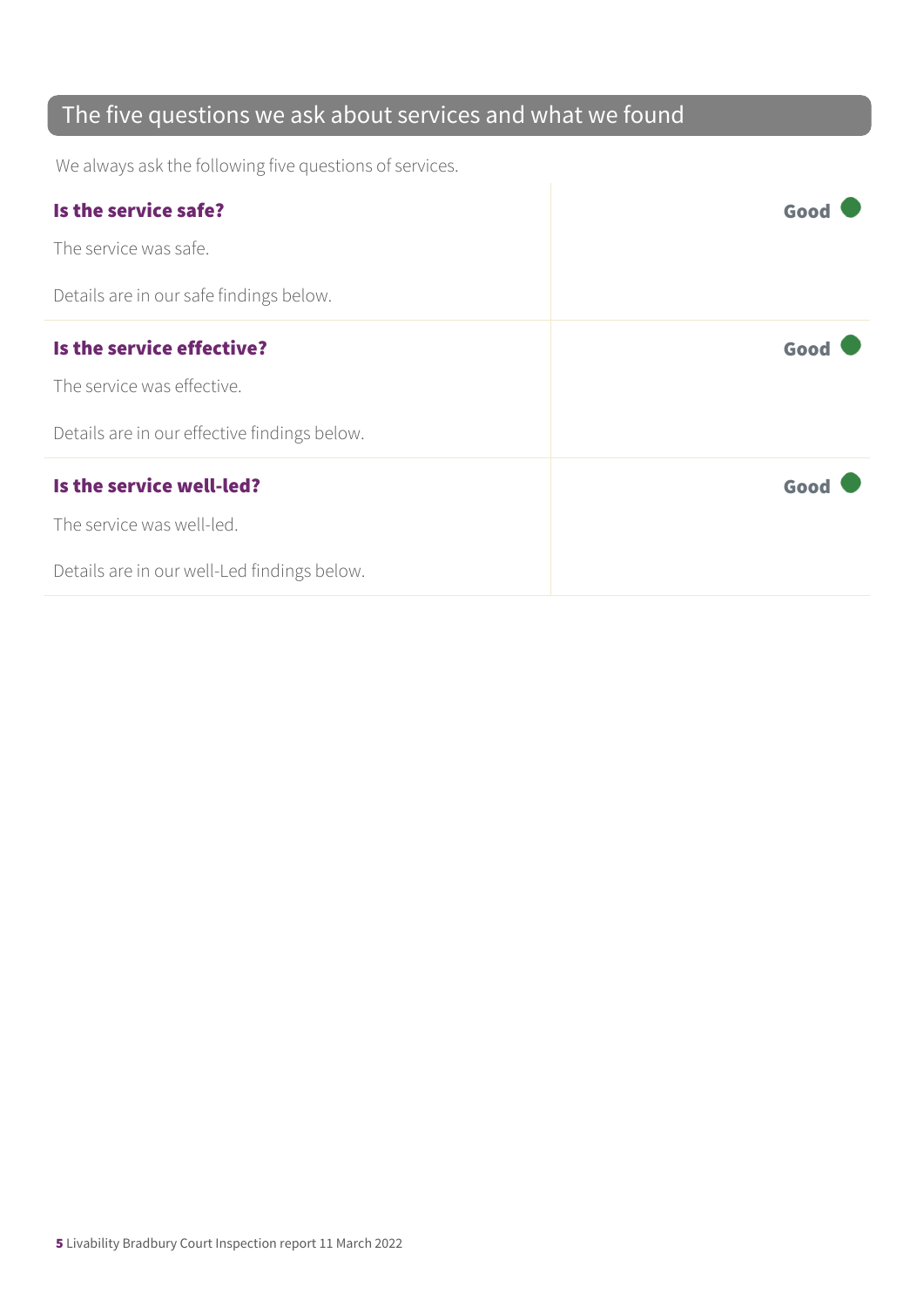## The five questions we ask about services and what we found

We always ask the following five questions of services.

| | |
|---|---|
| **Is the service safe?**<br><br>The service was safe.<br><br>Details are in our safe findings below. | **Good** |
| **Is the service effective?**<br><br>The service was effective.<br><br>Details are in our effective findings below. | **Good** |
| **Is the service well-led?**<br><br>The service was well-led.<br><br>Details are in our well-Led findings below. | **Good** |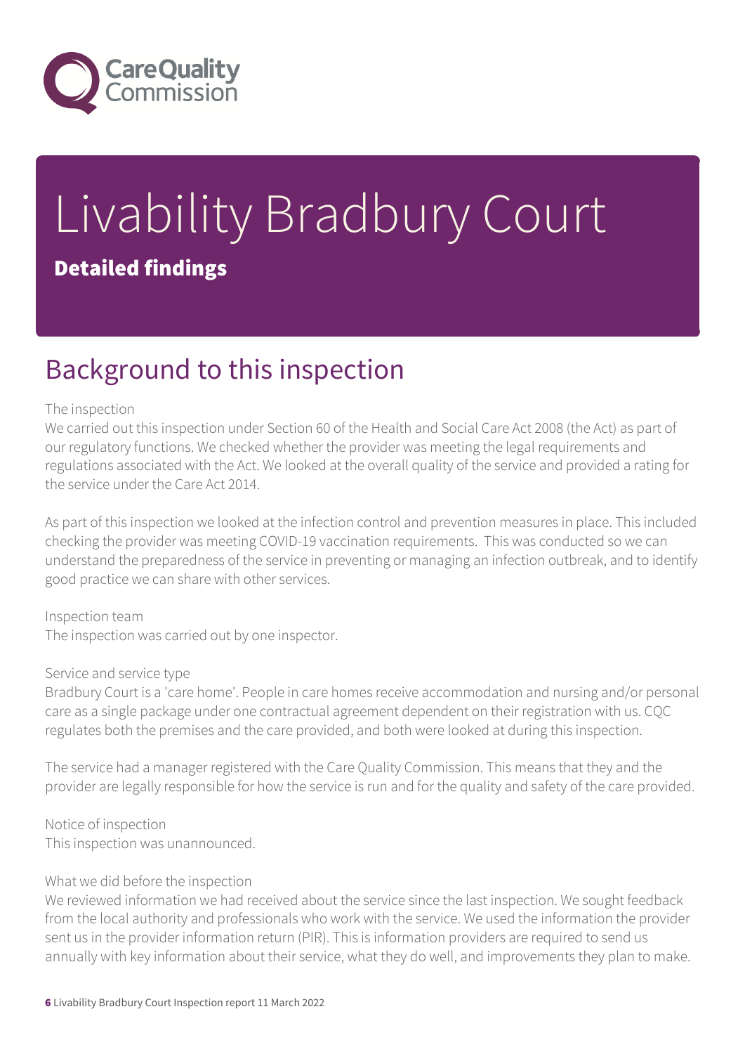# Livability Bradbury Court

**Detailed findings**

## Background to this inspection

The inspection
We carried out this inspection under Section 60 of the Health and Social Care Act 2008 (the Act) as part of our regulatory functions. We checked whether the provider was meeting the legal requirements and regulations associated with the Act. We looked at the overall quality of the service and provided a rating for the service under the Care Act 2014.

As part of this inspection we looked at the infection control and prevention measures in place. This included checking the provider was meeting COVID-19 vaccination requirements. This was conducted so we can understand the preparedness of the service in preventing or managing an infection outbreak, and to identify good practice we can share with other services.

Inspection team
The inspection was carried out by one inspector.

Service and service type
Bradbury Court is a 'care home'. People in care homes receive accommodation and nursing and/or personal care as a single package under one contractual agreement dependent on their registration with us. CQC regulates both the premises and the care provided, and both were looked at during this inspection.

The service had a manager registered with the Care Quality Commission. This means that they and the provider are legally responsible for how the service is run and for the quality and safety of the care provided.

Notice of inspection
This inspection was unannounced.

What we did before the inspection
We reviewed information we had received about the service since the last inspection. We sought feedback from the local authority and professionals who work with the service. We used the information the provider sent us in the provider information return (PIR). This is information providers are required to send us annually with key information about their service, what they do well, and improvements they plan to make.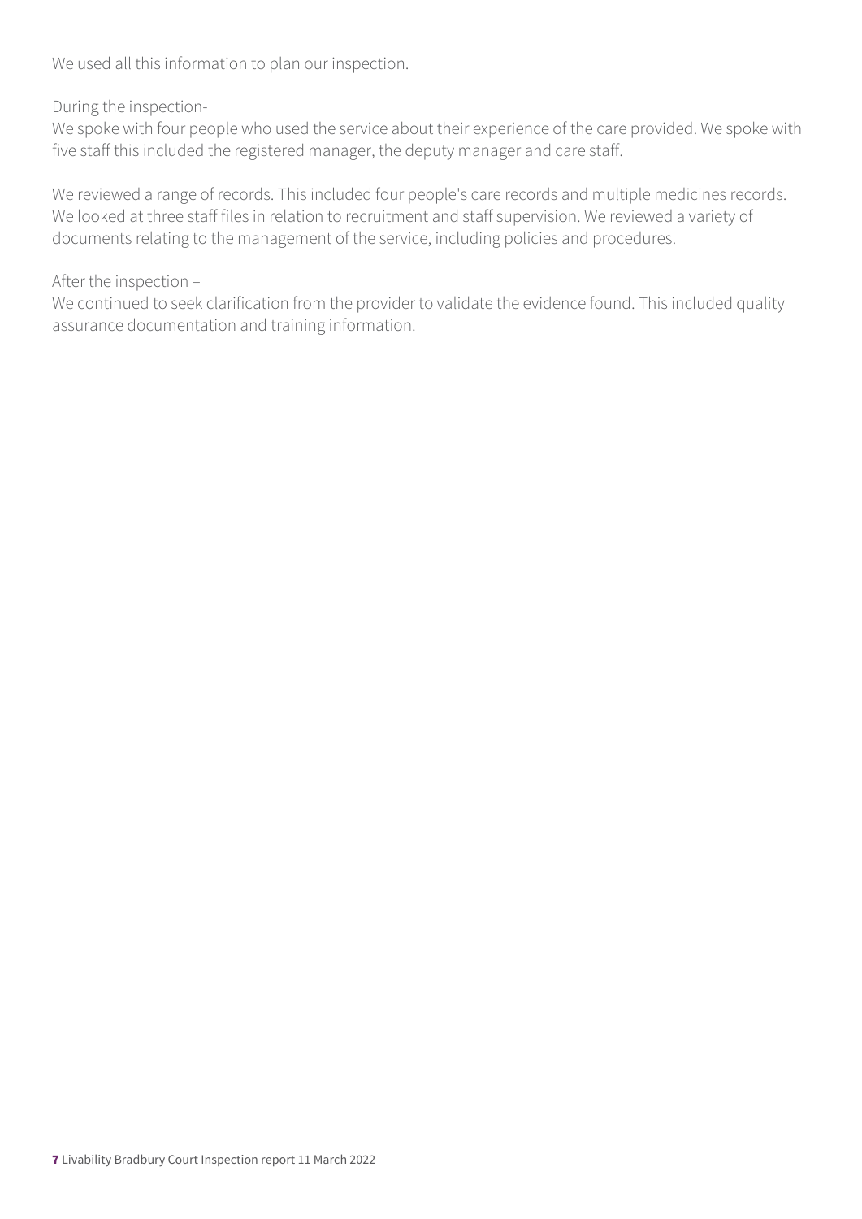We used all this information to plan our inspection.

During the inspection-
We spoke with four people who used the service about their experience of the care provided. We spoke with five staff this included the registered manager, the deputy manager and care staff.

We reviewed a range of records. This included four people's care records and multiple medicines records. We looked at three staff files in relation to recruitment and staff supervision. We reviewed a variety of documents relating to the management of the service, including policies and procedures.

After the inspection –
We continued to seek clarification from the provider to validate the evidence found. This included quality assurance documentation and training information.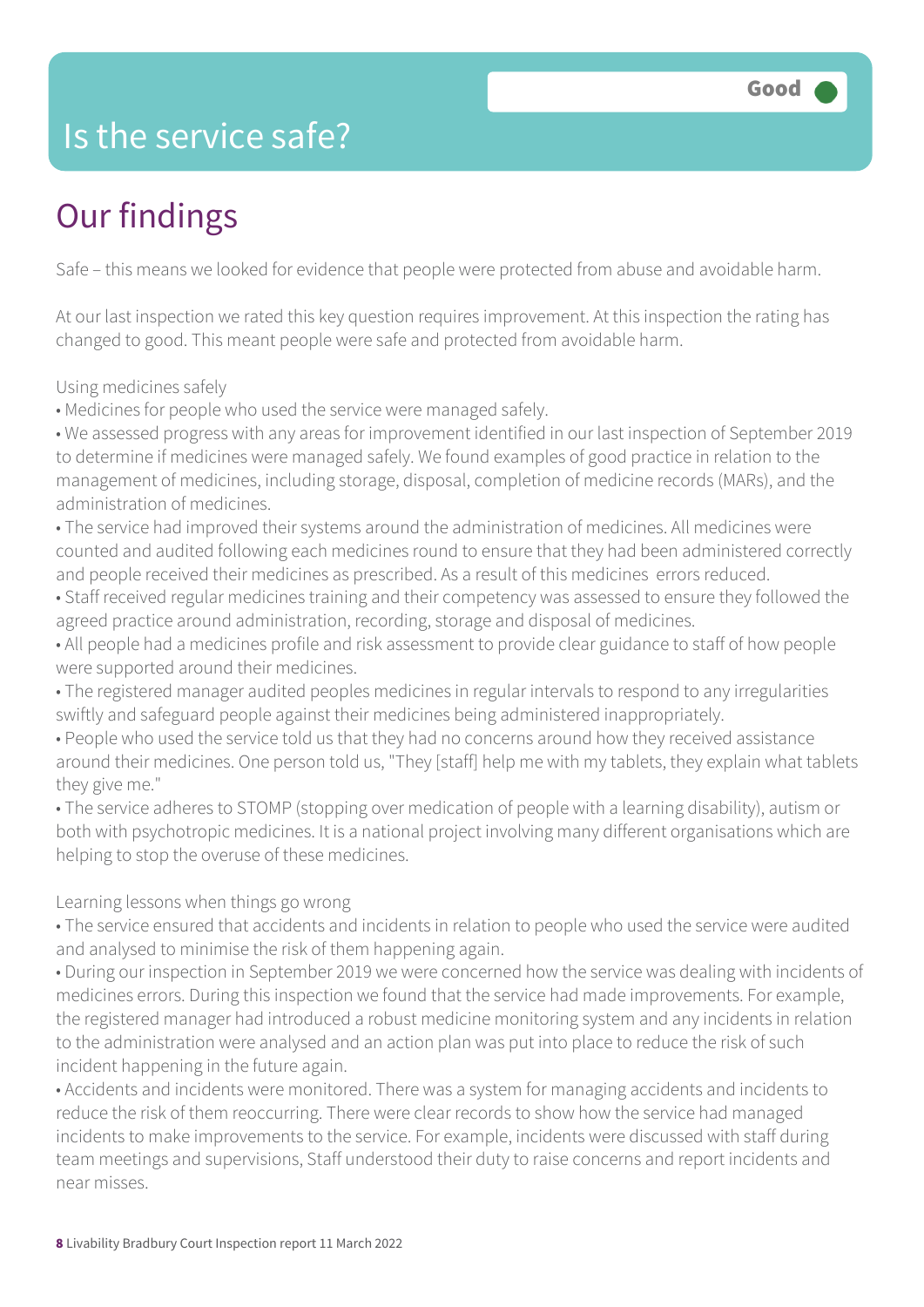Good

# Is the service safe?

## Our findings

Safe – this means we looked for evidence that people were protected from abuse and avoidable harm.

At our last inspection we rated this key question requires improvement. At this inspection the rating has changed to good. This meant people were safe and protected from avoidable harm.

Using medicines safely

- Medicines for people who used the service were managed safely.
- We assessed progress with any areas for improvement identified in our last inspection of September 2019 to determine if medicines were managed safely. We found examples of good practice in relation to the management of medicines, including storage, disposal, completion of medicine records (MARs), and the administration of medicines.
- The service had improved their systems around the administration of medicines. All medicines were counted and audited following each medicines round to ensure that they had been administered correctly and people received their medicines as prescribed. As a result of this medicines errors reduced.
- Staff received regular medicines training and their competency was assessed to ensure they followed the agreed practice around administration, recording, storage and disposal of medicines.
- All people had a medicines profile and risk assessment to provide clear guidance to staff of how people were supported around their medicines.
- The registered manager audited peoples medicines in regular intervals to respond to any irregularities swiftly and safeguard people against their medicines being administered inappropriately.
- People who used the service told us that they had no concerns around how they received assistance around their medicines. One person told us, "They [staff] help me with my tablets, they explain what tablets they give me."
- The service adheres to STOMP (stopping over medication of people with a learning disability), autism or both with psychotropic medicines. It is a national project involving many different organisations which are helping to stop the overuse of these medicines.

Learning lessons when things go wrong

- The service ensured that accidents and incidents in relation to people who used the service were audited and analysed to minimise the risk of them happening again.
- During our inspection in September 2019 we were concerned how the service was dealing with incidents of medicines errors. During this inspection we found that the service had made improvements. For example, the registered manager had introduced a robust medicine monitoring system and any incidents in relation to the administration were analysed and an action plan was put into place to reduce the risk of such incident happening in the future again.
- Accidents and incidents were monitored. There was a system for managing accidents and incidents to reduce the risk of them reoccurring. There were clear records to show how the service had managed incidents to make improvements to the service. For example, incidents were discussed with staff during team meetings and supervisions, Staff understood their duty to raise concerns and report incidents and near misses.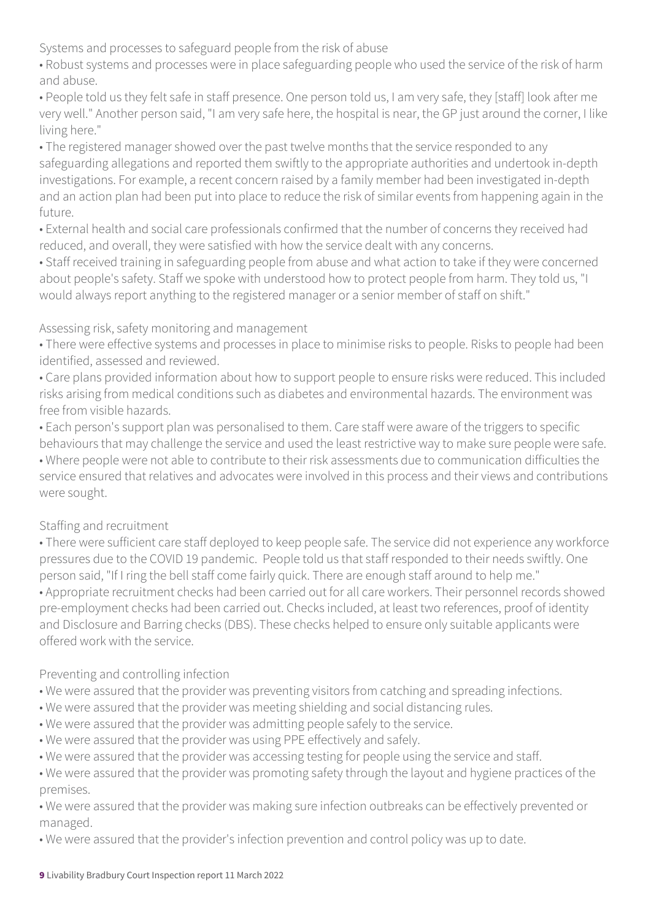Systems and processes to safeguard people from the risk of abuse

- Robust systems and processes were in place safeguarding people who used the service of the risk of harm and abuse.
- People told us they felt safe in staff presence. One person told us, I am very safe, they [staff] look after me very well." Another person said, "I am very safe here, the hospital is near, the GP just around the corner, I like living here."
- The registered manager showed over the past twelve months that the service responded to any safeguarding allegations and reported them swiftly to the appropriate authorities and undertook in-depth investigations. For example, a recent concern raised by a family member had been investigated in-depth and an action plan had been put into place to reduce the risk of similar events from happening again in the future.
- External health and social care professionals confirmed that the number of concerns they received had reduced, and overall, they were satisfied with how the service dealt with any concerns.
- Staff received training in safeguarding people from abuse and what action to take if they were concerned about people's safety. Staff we spoke with understood how to protect people from harm. They told us, "I would always report anything to the registered manager or a senior member of staff on shift."

Assessing risk, safety monitoring and management

- There were effective systems and processes in place to minimise risks to people. Risks to people had been identified, assessed and reviewed.
- Care plans provided information about how to support people to ensure risks were reduced. This included risks arising from medical conditions such as diabetes and environmental hazards. The environment was free from visible hazards.
- Each person's support plan was personalised to them. Care staff were aware of the triggers to specific behaviours that may challenge the service and used the least restrictive way to make sure people were safe.
- Where people were not able to contribute to their risk assessments due to communication difficulties the service ensured that relatives and advocates were involved in this process and their views and contributions were sought.

Staffing and recruitment

- There were sufficient care staff deployed to keep people safe. The service did not experience any workforce pressures due to the COVID 19 pandemic. People told us that staff responded to their needs swiftly. One person said, "If I ring the bell staff come fairly quick. There are enough staff around to help me."
- Appropriate recruitment checks had been carried out for all care workers. Their personnel records showed pre-employment checks had been carried out. Checks included, at least two references, proof of identity and Disclosure and Barring checks (DBS). These checks helped to ensure only suitable applicants were offered work with the service.

Preventing and controlling infection

- We were assured that the provider was preventing visitors from catching and spreading infections.
- We were assured that the provider was meeting shielding and social distancing rules.
- We were assured that the provider was admitting people safely to the service.
- We were assured that the provider was using PPE effectively and safely.
- We were assured that the provider was accessing testing for people using the service and staff.
- We were assured that the provider was promoting safety through the layout and hygiene practices of the premises.
- We were assured that the provider was making sure infection outbreaks can be effectively prevented or managed.
- We were assured that the provider's infection prevention and control policy was up to date.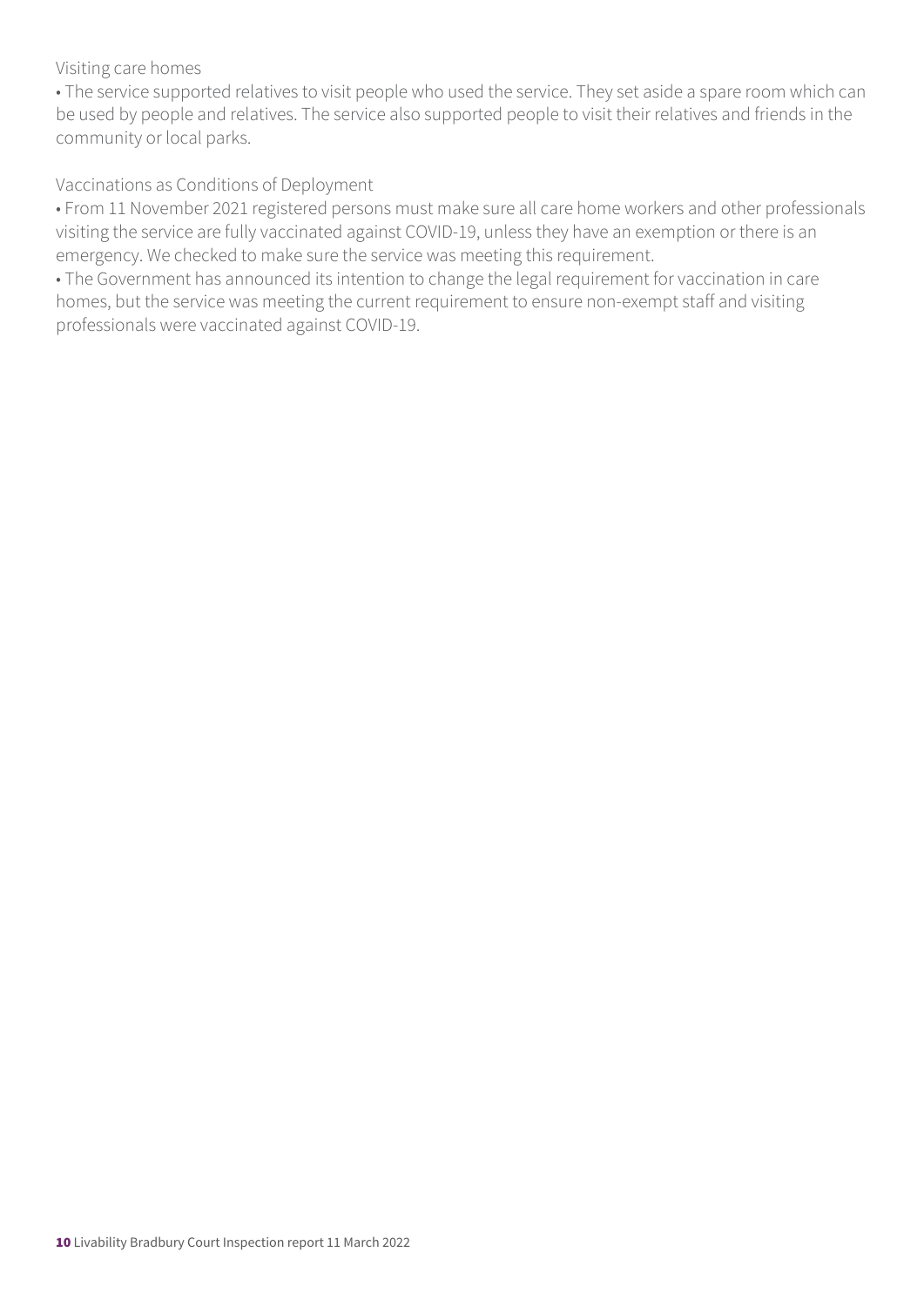Visiting care homes

- The service supported relatives to visit people who used the service. They set aside a spare room which can be used by people and relatives. The service also supported people to visit their relatives and friends in the community or local parks.

Vaccinations as Conditions of Deployment

- From 11 November 2021 registered persons must make sure all care home workers and other professionals visiting the service are fully vaccinated against COVID-19, unless they have an exemption or there is an emergency. We checked to make sure the service was meeting this requirement.
- The Government has announced its intention to change the legal requirement for vaccination in care homes, but the service was meeting the current requirement to ensure non-exempt staff and visiting professionals were vaccinated against COVID-19.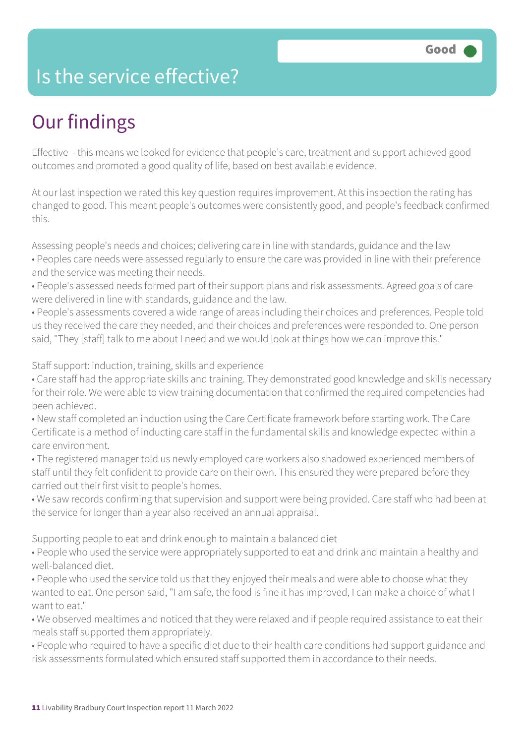# Is the service effective?

Good

## Our findings

Effective – this means we looked for evidence that people's care, treatment and support achieved good outcomes and promoted a good quality of life, based on best available evidence.

At our last inspection we rated this key question requires improvement. At this inspection the rating has changed to good. This meant people's outcomes were consistently good, and people's feedback confirmed this.

Assessing people's needs and choices; delivering care in line with standards, guidance and the law

- Peoples care needs were assessed regularly to ensure the care was provided in line with their preference and the service was meeting their needs.
- People's assessed needs formed part of their support plans and risk assessments. Agreed goals of care were delivered in line with standards, guidance and the law.
- People's assessments covered a wide range of areas including their choices and preferences. People told us they received the care they needed, and their choices and preferences were responded to. One person said, "They [staff] talk to me about I need and we would look at things how we can improve this."

Staff support: induction, training, skills and experience

- Care staff had the appropriate skills and training. They demonstrated good knowledge and skills necessary for their role. We were able to view training documentation that confirmed the required competencies had been achieved.
- New staff completed an induction using the Care Certificate framework before starting work. The Care Certificate is a method of inducting care staff in the fundamental skills and knowledge expected within a care environment.
- The registered manager told us newly employed care workers also shadowed experienced members of staff until they felt confident to provide care on their own. This ensured they were prepared before they carried out their first visit to people's homes.
- We saw records confirming that supervision and support were being provided. Care staff who had been at the service for longer than a year also received an annual appraisal.

Supporting people to eat and drink enough to maintain a balanced diet

- People who used the service were appropriately supported to eat and drink and maintain a healthy and well-balanced diet.
- People who used the service told us that they enjoyed their meals and were able to choose what they wanted to eat. One person said, "I am safe, the food is fine it has improved, I can make a choice of what I want to eat."
- We observed mealtimes and noticed that they were relaxed and if people required assistance to eat their meals staff supported them appropriately.
- People who required to have a specific diet due to their health care conditions had support guidance and risk assessments formulated which ensured staff supported them in accordance to their needs.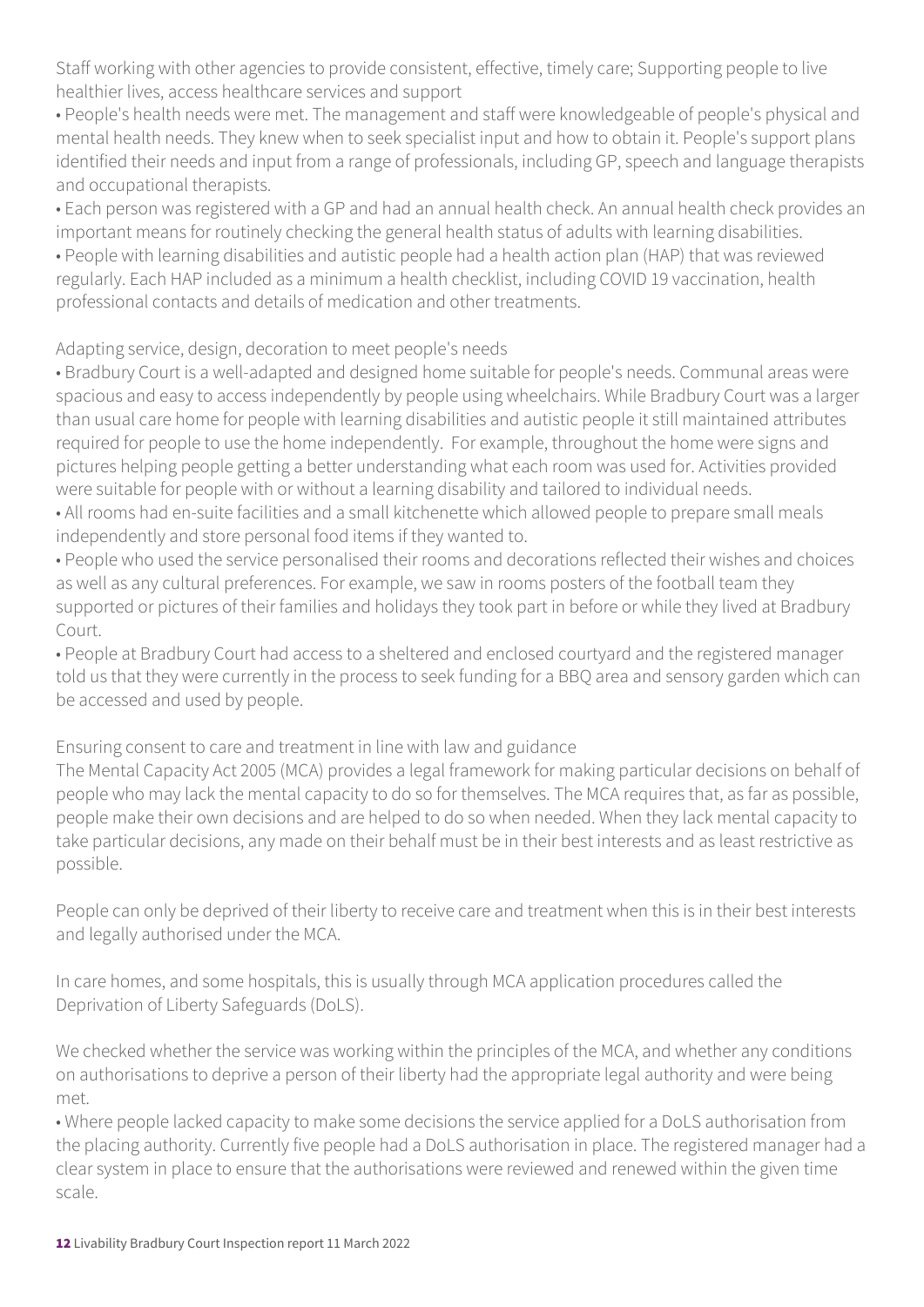Staff working with other agencies to provide consistent, effective, timely care; Supporting people to live healthier lives, access healthcare services and support

- People's health needs were met. The management and staff were knowledgeable of people's physical and mental health needs. They knew when to seek specialist input and how to obtain it. People's support plans identified their needs and input from a range of professionals, including GP, speech and language therapists and occupational therapists.
- Each person was registered with a GP and had an annual health check. An annual health check provides an important means for routinely checking the general health status of adults with learning disabilities.
- People with learning disabilities and autistic people had a health action plan (HAP) that was reviewed regularly. Each HAP included as a minimum a health checklist, including COVID 19 vaccination, health professional contacts and details of medication and other treatments.

Adapting service, design, decoration to meet people's needs

- Bradbury Court is a well-adapted and designed home suitable for people's needs. Communal areas were spacious and easy to access independently by people using wheelchairs. While Bradbury Court was a larger than usual care home for people with learning disabilities and autistic people it still maintained attributes required for people to use the home independently. For example, throughout the home were signs and pictures helping people getting a better understanding what each room was used for. Activities provided were suitable for people with or without a learning disability and tailored to individual needs.
- All rooms had en-suite facilities and a small kitchenette which allowed people to prepare small meals independently and store personal food items if they wanted to.
- People who used the service personalised their rooms and decorations reflected their wishes and choices as well as any cultural preferences. For example, we saw in rooms posters of the football team they supported or pictures of their families and holidays they took part in before or while they lived at Bradbury Court.
- People at Bradbury Court had access to a sheltered and enclosed courtyard and the registered manager told us that they were currently in the process to seek funding for a BBQ area and sensory garden which can be accessed and used by people.

Ensuring consent to care and treatment in line with law and guidance

The Mental Capacity Act 2005 (MCA) provides a legal framework for making particular decisions on behalf of people who may lack the mental capacity to do so for themselves. The MCA requires that, as far as possible, people make their own decisions and are helped to do so when needed. When they lack mental capacity to take particular decisions, any made on their behalf must be in their best interests and as least restrictive as possible.

People can only be deprived of their liberty to receive care and treatment when this is in their best interests and legally authorised under the MCA.

In care homes, and some hospitals, this is usually through MCA application procedures called the Deprivation of Liberty Safeguards (DoLS).

We checked whether the service was working within the principles of the MCA, and whether any conditions on authorisations to deprive a person of their liberty had the appropriate legal authority and were being met.

- Where people lacked capacity to make some decisions the service applied for a DoLS authorisation from the placing authority. Currently five people had a DoLS authorisation in place. The registered manager had a clear system in place to ensure that the authorisations were reviewed and renewed within the given time scale.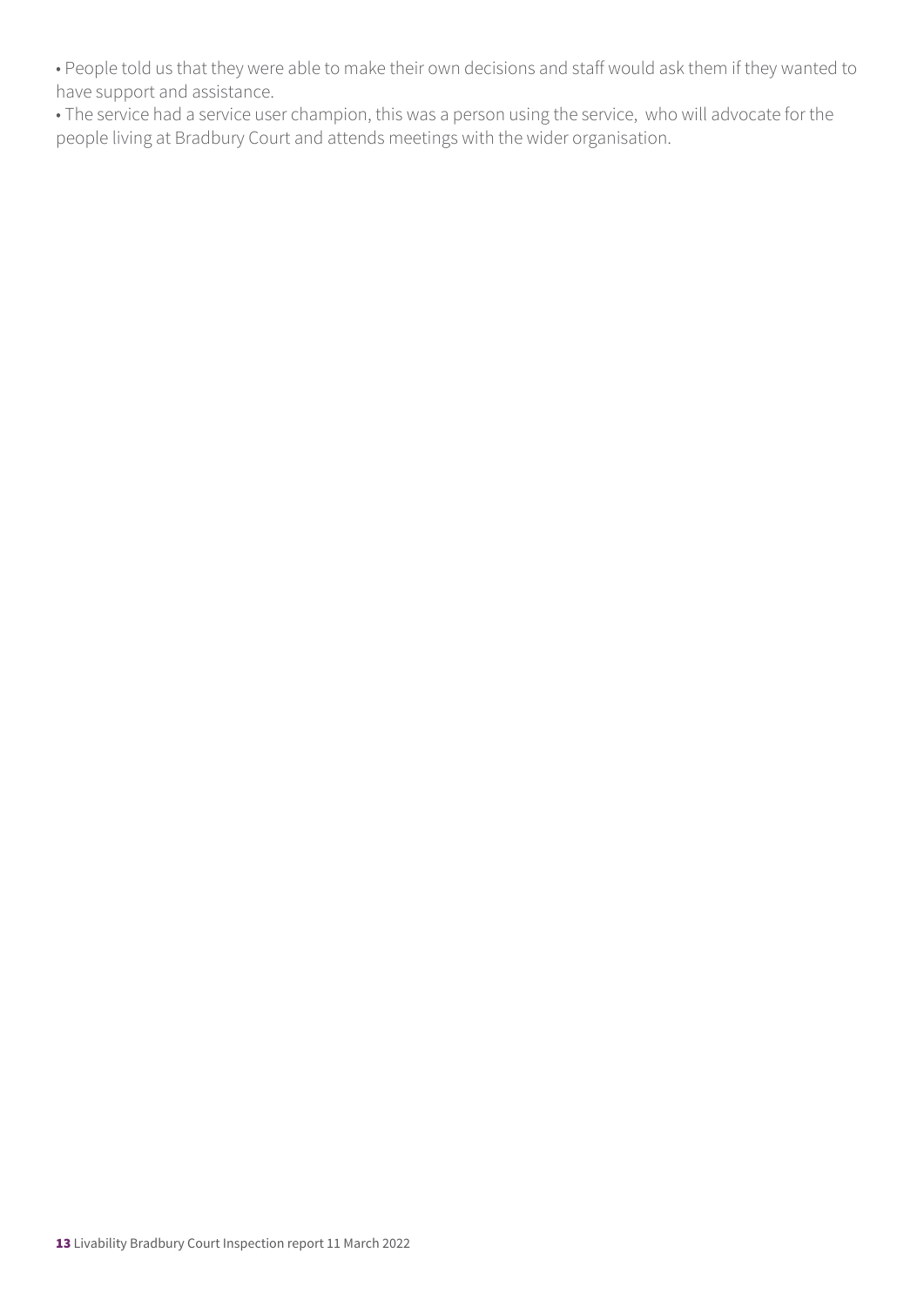- People told us that they were able to make their own decisions and staff would ask them if they wanted to have support and assistance.
- The service had a service user champion, this was a person using the service,  who will advocate for the people living at Bradbury Court and attends meetings with the wider organisation.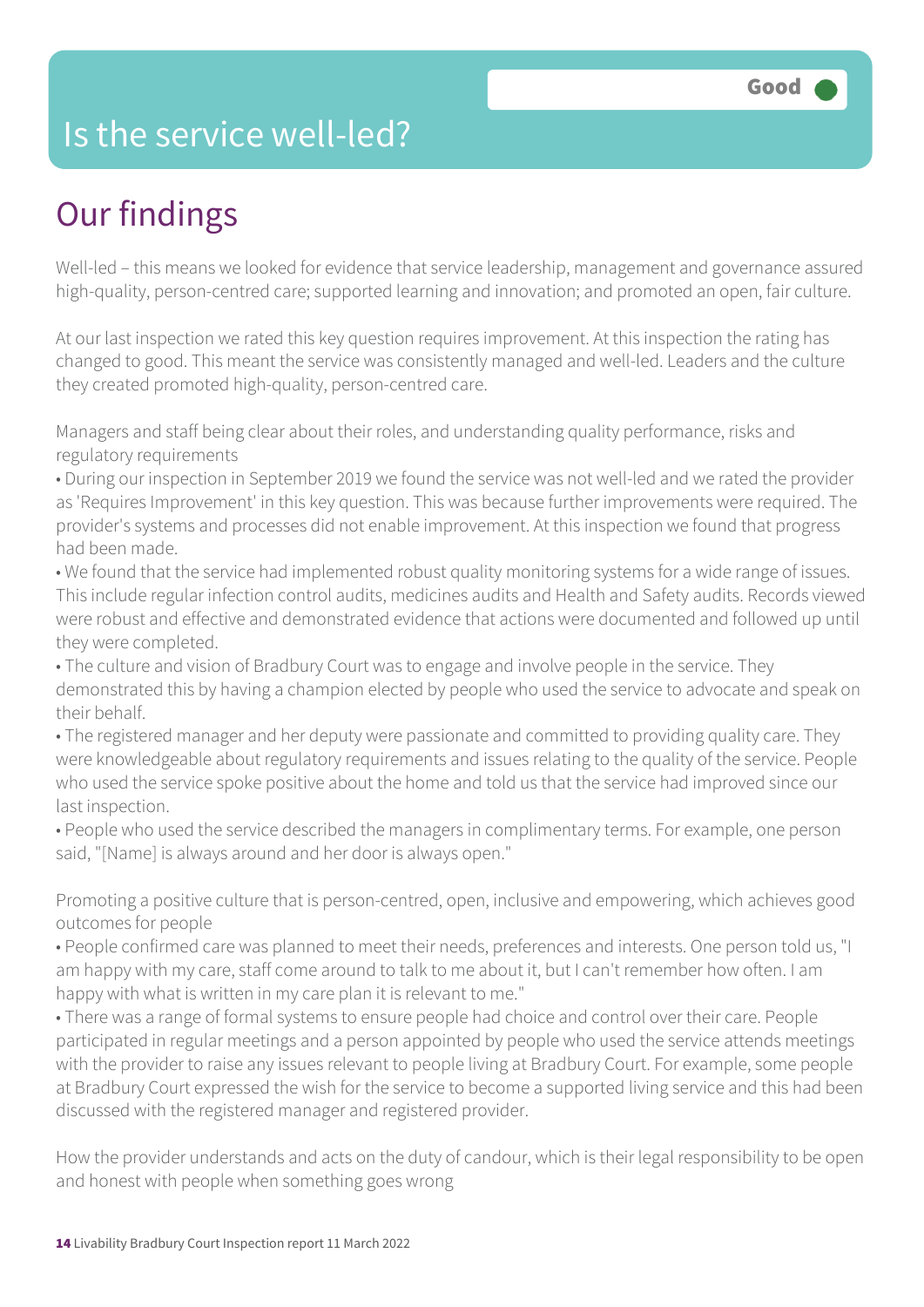# Is the service well-led?

Good

## Our findings

Well-led – this means we looked for evidence that service leadership, management and governance assured high-quality, person-centred care; supported learning and innovation; and promoted an open, fair culture.

At our last inspection we rated this key question requires improvement. At this inspection the rating has changed to good. This meant the service was consistently managed and well-led. Leaders and the culture they created promoted high-quality, person-centred care.

Managers and staff being clear about their roles, and understanding quality performance, risks and regulatory requirements

- During our inspection in September 2019 we found the service was not well-led and we rated the provider as 'Requires Improvement' in this key question. This was because further improvements were required. The provider's systems and processes did not enable improvement. At this inspection we found that progress had been made.
- We found that the service had implemented robust quality monitoring systems for a wide range of issues. This include regular infection control audits, medicines audits and Health and Safety audits. Records viewed were robust and effective and demonstrated evidence that actions were documented and followed up until they were completed.
- The culture and vision of Bradbury Court was to engage and involve people in the service. They demonstrated this by having a champion elected by people who used the service to advocate and speak on their behalf.
- The registered manager and her deputy were passionate and committed to providing quality care. They were knowledgeable about regulatory requirements and issues relating to the quality of the service. People who used the service spoke positive about the home and told us that the service had improved since our last inspection.
- People who used the service described the managers in complimentary terms. For example, one person said, "[Name] is always around and her door is always open."

Promoting a positive culture that is person-centred, open, inclusive and empowering, which achieves good outcomes for people

- People confirmed care was planned to meet their needs, preferences and interests. One person told us, "I am happy with my care, staff come around to talk to me about it, but I can't remember how often. I am happy with what is written in my care plan it is relevant to me."
- There was a range of formal systems to ensure people had choice and control over their care. People participated in regular meetings and a person appointed by people who used the service attends meetings with the provider to raise any issues relevant to people living at Bradbury Court. For example, some people at Bradbury Court expressed the wish for the service to become a supported living service and this had been discussed with the registered manager and registered provider.

How the provider understands and acts on the duty of candour, which is their legal responsibility to be open and honest with people when something goes wrong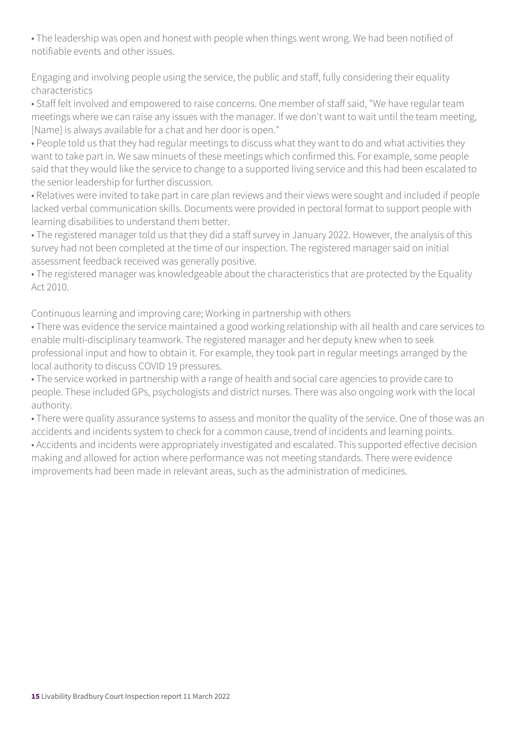- The leadership was open and honest with people when things went wrong. We had been notified of notifiable events and other issues.

Engaging and involving people using the service, the public and staff, fully considering their equality characteristics

- Staff felt involved and empowered to raise concerns. One member of staff said, "We have regular team meetings where we can raise any issues with the manager. If we don't want to wait until the team meeting, [Name] is always available for a chat and her door is open."
- People told us that they had regular meetings to discuss what they want to do and what activities they want to take part in. We saw minuets of these meetings which confirmed this. For example, some people said that they would like the service to change to a supported living service and this had been escalated to the senior leadership for further discussion.
- Relatives were invited to take part in care plan reviews and their views were sought and included if people lacked verbal communication skills. Documents were provided in pectoral format to support people with learning disabilities to understand them better.
- The registered manager told us that they did a staff survey in January 2022. However, the analysis of this survey had not been completed at the time of our inspection. The registered manager said on initial assessment feedback received was generally positive.
- The registered manager was knowledgeable about the characteristics that are protected by the Equality Act 2010.

Continuous learning and improving care; Working in partnership with others

- There was evidence the service maintained a good working relationship with all health and care services to enable multi-disciplinary teamwork. The registered manager and her deputy knew when to seek professional input and how to obtain it. For example, they took part in regular meetings arranged by the local authority to discuss COVID 19 pressures.
- The service worked in partnership with a range of health and social care agencies to provide care to people. These included GPs, psychologists and district nurses. There was also ongoing work with the local authority.
- There were quality assurance systems to assess and monitor the quality of the service. One of those was an accidents and incidents system to check for a common cause, trend of incidents and learning points.
- Accidents and incidents were appropriately investigated and escalated. This supported effective decision making and allowed for action where performance was not meeting standards. There were evidence improvements had been made in relevant areas, such as the administration of medicines.